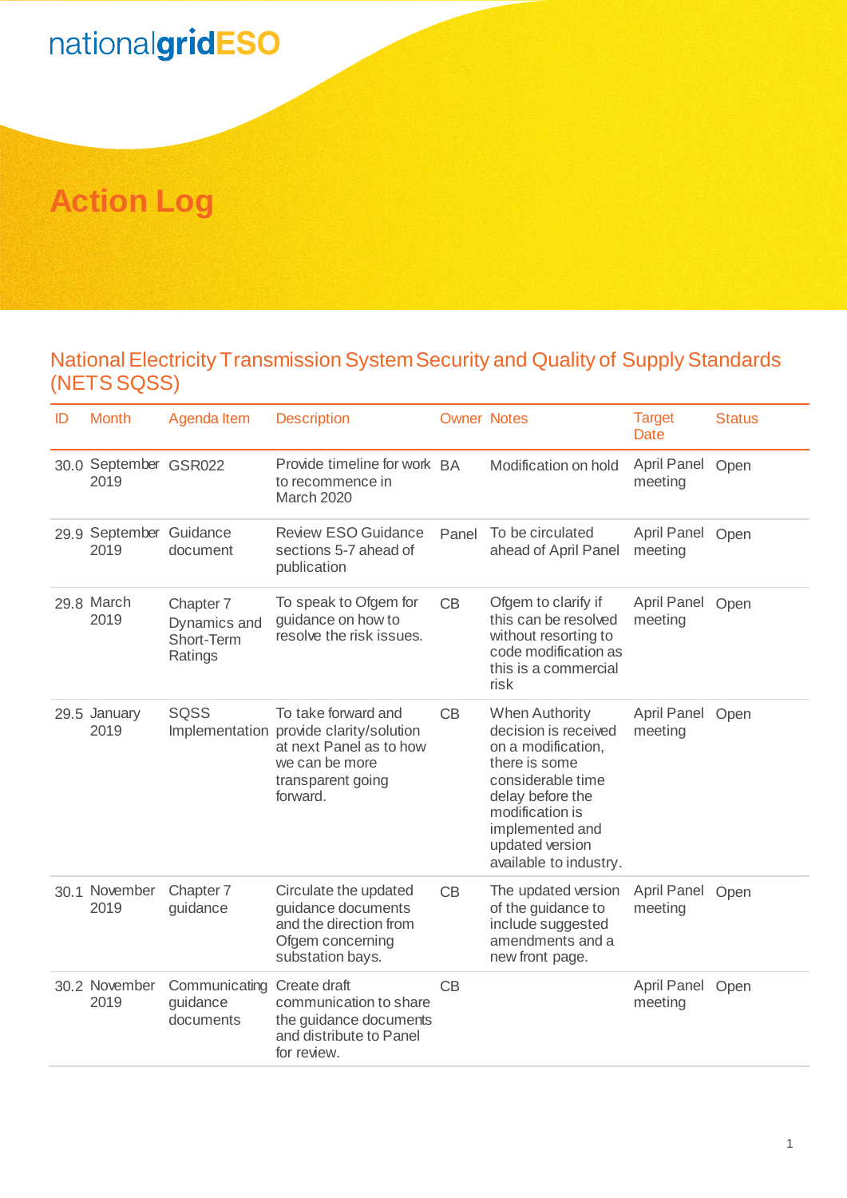nationalgridESO

# Action Log

## National Electricity Transmission System Security and Quality of Supply Standards (NETS SQSS)

| ID | Month | Agenda Item | Description | Owner | Notes | Target Date | Status |
|---|---|---|---|---|---|---|---|
| 30.0 | September 2019 | GSR022 | Provide timeline for work to recommence in March 2020 | BA | Modification on hold | April Panel meeting | Open |
| 29.9 | September 2019 | Guidance document | Review ESO Guidance sections 5-7 ahead of publication | Panel | To be circulated ahead of April Panel | April Panel meeting | Open |
| 29.8 | March 2019 | Chapter 7 Dynamics and Short-Term Ratings | To speak to Ofgem for guidance on how to resolve the risk issues. | CB | Ofgem to clarify if this can be resolved without resorting to code modification as this is a commercial risk | April Panel meeting | Open |
| 29.5 | January 2019 | SQSS Implementation | To take forward and provide clarity/solution at next Panel as to how we can be more transparent going forward. | CB | When Authority decision is received on a modification, there is some considerable time delay before the modification is implemented and updated version available to industry. | April Panel meeting | Open |
| 30.1 | November 2019 | Chapter 7 guidance | Circulate the updated guidance documents and the direction from Ofgem concerning substation bays. | CB | The updated version of the guidance to include suggested amendments and a new front page. | April Panel meeting | Open |
| 30.2 | November 2019 | Communicating guidance documents | Create draft communication to share the guidance documents and distribute to Panel for review. | CB | | April Panel meeting | Open |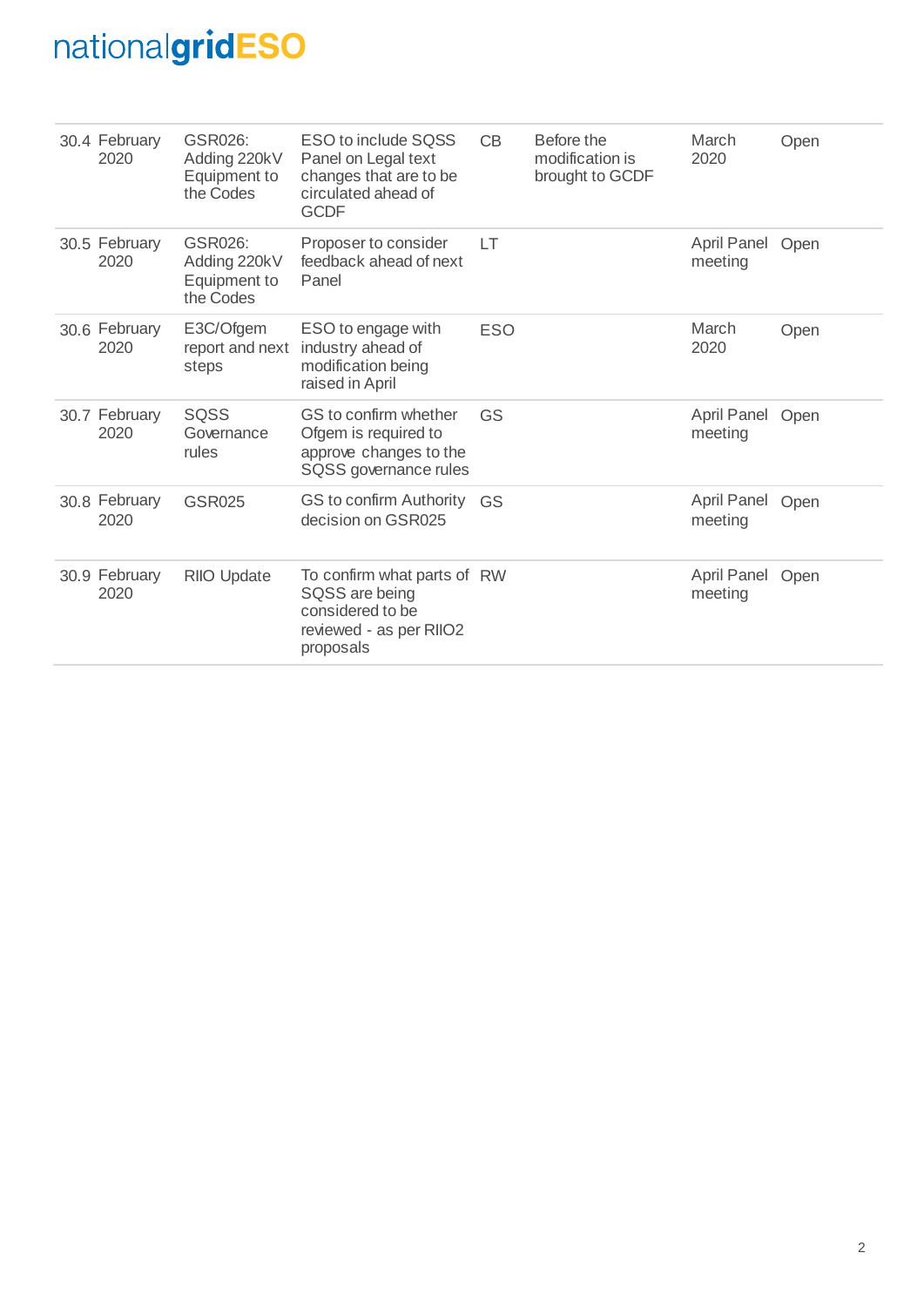| | | | | | | | |
|---|---|---|---|---|---|---|---|
| 30.4 | February 2020 | GSR026: Adding 220kV Equipment to the Codes | ESO to include SQSS Panel on Legal text changes that are to be circulated ahead of GCDF | CB | Before the modification is brought to GCDF | March 2020 | Open |
| 30.5 | February 2020 | GSR026: Adding 220kV Equipment to the Codes | Proposer to consider feedback ahead of next Panel | LT | | April Panel meeting | Open |
| 30.6 | February 2020 | E3C/Ofgem report and next steps | ESO to engage with industry ahead of modification being raised in April | ESO | | March 2020 | Open |
| 30.7 | February 2020 | SQSS Governance rules | GS to confirm whether Ofgem is required to approve changes to the SQSS governance rules | GS | | April Panel meeting | Open |
| 30.8 | February 2020 | GSR025 | GS to confirm Authority decision on GSR025 | GS | | April Panel meeting | Open |
| 30.9 | February 2020 | RIIO Update | To confirm what parts of SQSS are being considered to be reviewed - as per RIIO2 proposals | RW | | April Panel meeting | Open |